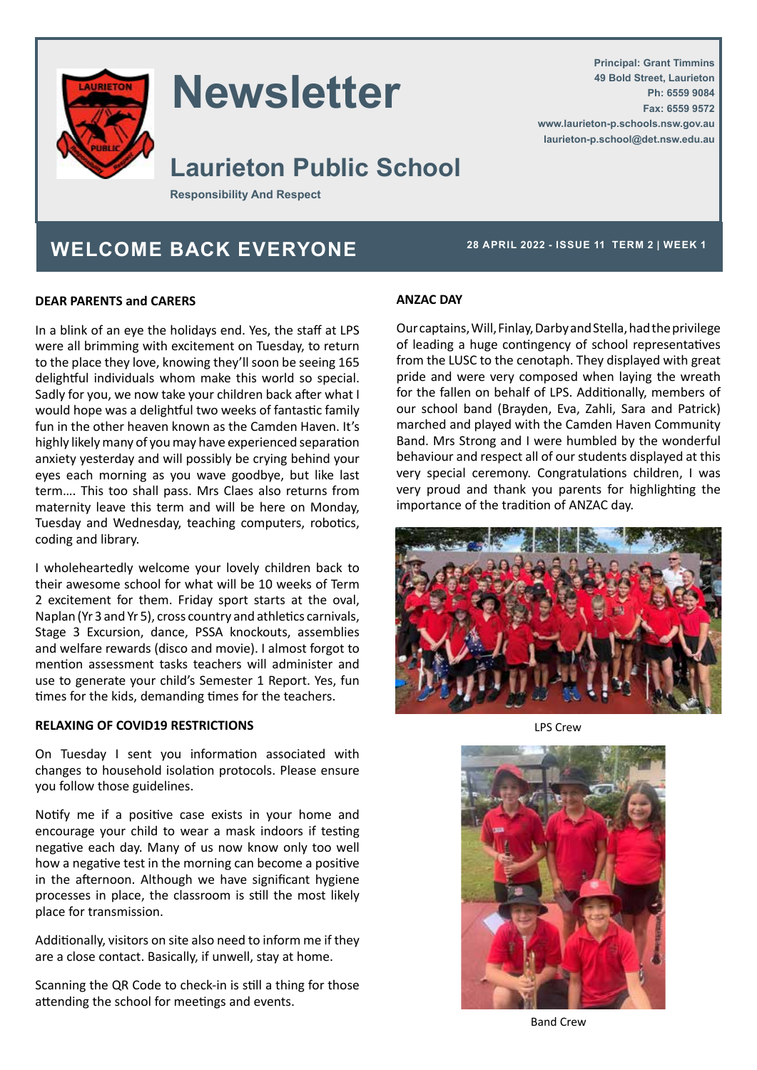# Newsletter

## Laurieton Public School

**Responsibility And Respect**

Principal: Grant Timmins
49 Bold Street, Laurieton
Ph: 6559 9084
Fax: 6559 9572
www.laurieton-p.schools.nsw.gov.au
laurieton-p.school@det.nsw.edu.au

## WELCOME BACK EVERYONE

**28 APRIL 2022 - ISSUE 11 TERM 2 | WEEK 1**

### DEAR PARENTS and CARERS

In a blink of an eye the holidays end. Yes, the staff at LPS were all brimming with excitement on Tuesday, to return to the place they love, knowing they'll soon be seeing 165 delightful individuals whom make this world so special. Sadly for you, we now take your children back after what I would hope was a delightful two weeks of fantastic family fun in the other heaven known as the Camden Haven. It's highly likely many of you may have experienced separation anxiety yesterday and will possibly be crying behind your eyes each morning as you wave goodbye, but like last term…. This too shall pass. Mrs Claes also returns from maternity leave this term and will be here on Monday, Tuesday and Wednesday, teaching computers, robotics, coding and library.

I wholeheartedly welcome your lovely children back to their awesome school for what will be 10 weeks of Term 2 excitement for them. Friday sport starts at the oval, Naplan (Yr 3 and Yr 5), cross country and athletics carnivals, Stage 3 Excursion, dance, PSSA knockouts, assemblies and welfare rewards (disco and movie). I almost forgot to mention assessment tasks teachers will administer and use to generate your child's Semester 1 Report. Yes, fun times for the kids, demanding times for the teachers.

### RELAXING OF COVID19 RESTRICTIONS

On Tuesday I sent you information associated with changes to household isolation protocols. Please ensure you follow those guidelines.

Notify me if a positive case exists in your home and encourage your child to wear a mask indoors if testing negative each day. Many of us now know only too well how a negative test in the morning can become a positive in the afternoon. Although we have significant hygiene processes in place, the classroom is still the most likely place for transmission.

Additionally, visitors on site also need to inform me if they are a close contact. Basically, if unwell, stay at home.

Scanning the QR Code to check-in is still a thing for those attending the school for meetings and events.

### ANZAC DAY

Our captains, Will, Finlay, Darby and Stella, had the privilege of leading a huge contingency of school representatives from the LUSC to the cenotaph. They displayed with great pride and were very composed when laying the wreath for the fallen on behalf of LPS. Additionally, members of our school band (Brayden, Eva, Zahli, Sara and Patrick) marched and played with the Camden Haven Community Band. Mrs Strong and I were humbled by the wonderful behaviour and respect all of our students displayed at this very special ceremony. Congratulations children, I was very proud and thank you parents for highlighting the importance of the tradition of ANZAC day.

LPS Crew

Band Crew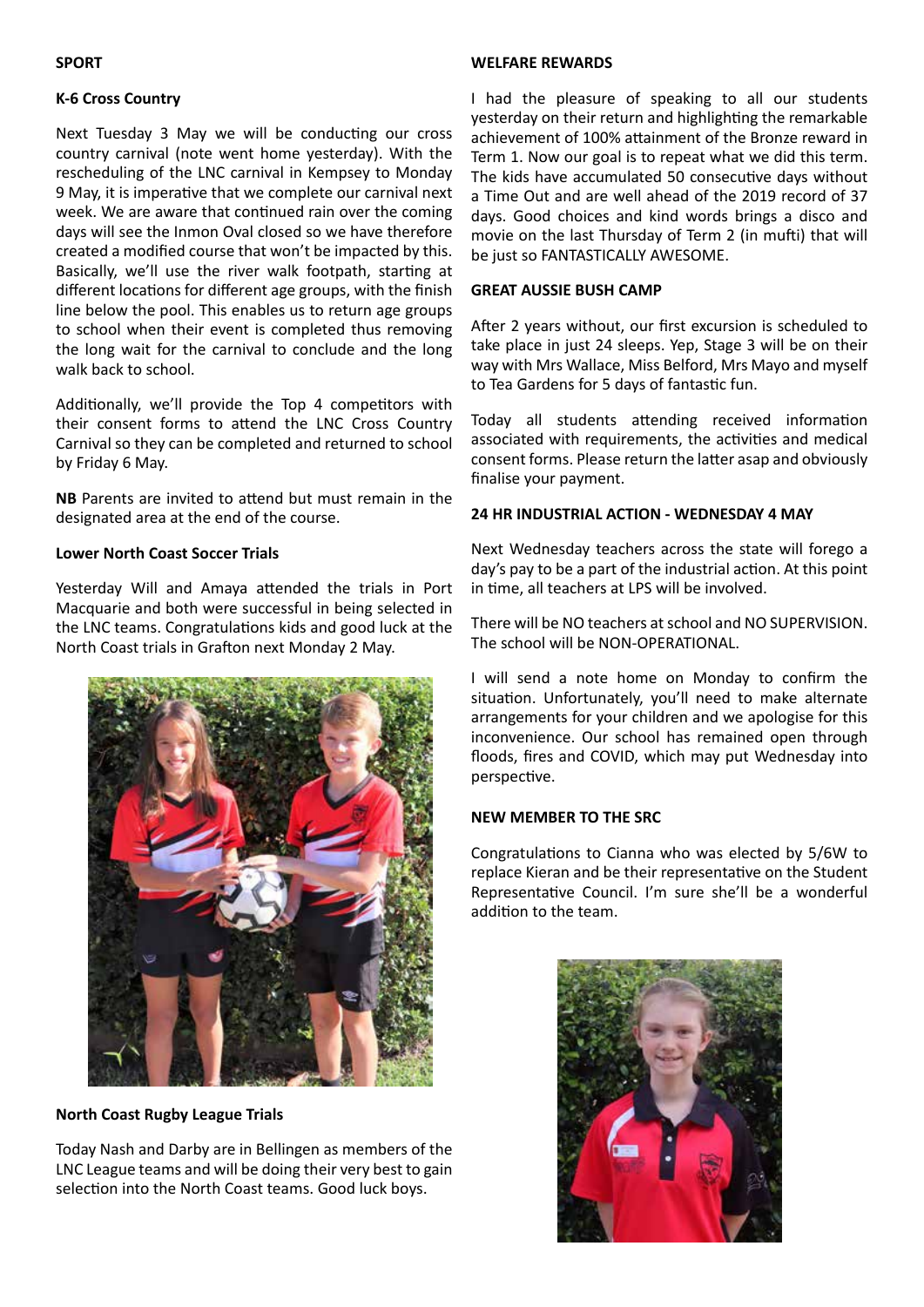## SPORT

### K-6 Cross Country

Next Tuesday 3 May we will be conducting our cross country carnival (note went home yesterday). With the rescheduling of the LNC carnival in Kempsey to Monday 9 May, it is imperative that we complete our carnival next week. We are aware that continued rain over the coming days will see the Inmon Oval closed so we have therefore created a modified course that won't be impacted by this. Basically, we'll use the river walk footpath, starting at different locations for different age groups, with the finish line below the pool. This enables us to return age groups to school when their event is completed thus removing the long wait for the carnival to conclude and the long walk back to school.

Additionally, we'll provide the Top 4 competitors with their consent forms to attend the LNC Cross Country Carnival so they can be completed and returned to school by Friday 6 May.

**NB** Parents are invited to attend but must remain in the designated area at the end of the course.

### Lower North Coast Soccer Trials

Yesterday Will and Amaya attended the trials in Port Macquarie and both were successful in being selected in the LNC teams. Congratulations kids and good luck at the North Coast trials in Grafton next Monday 2 May.

### North Coast Rugby League Trials

Today Nash and Darby are in Bellingen as members of the LNC League teams and will be doing their very best to gain selection into the North Coast teams. Good luck boys.

## WELFARE REWARDS

I had the pleasure of speaking to all our students yesterday on their return and highlighting the remarkable achievement of 100% attainment of the Bronze reward in Term 1. Now our goal is to repeat what we did this term. The kids have accumulated 50 consecutive days without a Time Out and are well ahead of the 2019 record of 37 days. Good choices and kind words brings a disco and movie on the last Thursday of Term 2 (in mufti) that will be just so FANTASTICALLY AWESOME.

## GREAT AUSSIE BUSH CAMP

After 2 years without, our first excursion is scheduled to take place in just 24 sleeps. Yep, Stage 3 will be on their way with Mrs Wallace, Miss Belford, Mrs Mayo and myself to Tea Gardens for 5 days of fantastic fun.

Today all students attending received information associated with requirements, the activities and medical consent forms. Please return the latter asap and obviously finalise your payment.

## 24 HR INDUSTRIAL ACTION - WEDNESDAY 4 MAY

Next Wednesday teachers across the state will forego a day's pay to be a part of the industrial action. At this point in time, all teachers at LPS will be involved.

There will be NO teachers at school and NO SUPERVISION. The school will be NON-OPERATIONAL.

I will send a note home on Monday to confirm the situation. Unfortunately, you'll need to make alternate arrangements for your children and we apologise for this inconvenience. Our school has remained open through floods, fires and COVID, which may put Wednesday into perspective.

## NEW MEMBER TO THE SRC

Congratulations to Cianna who was elected by 5/6W to replace Kieran and be their representative on the Student Representative Council. I'm sure she'll be a wonderful addition to the team.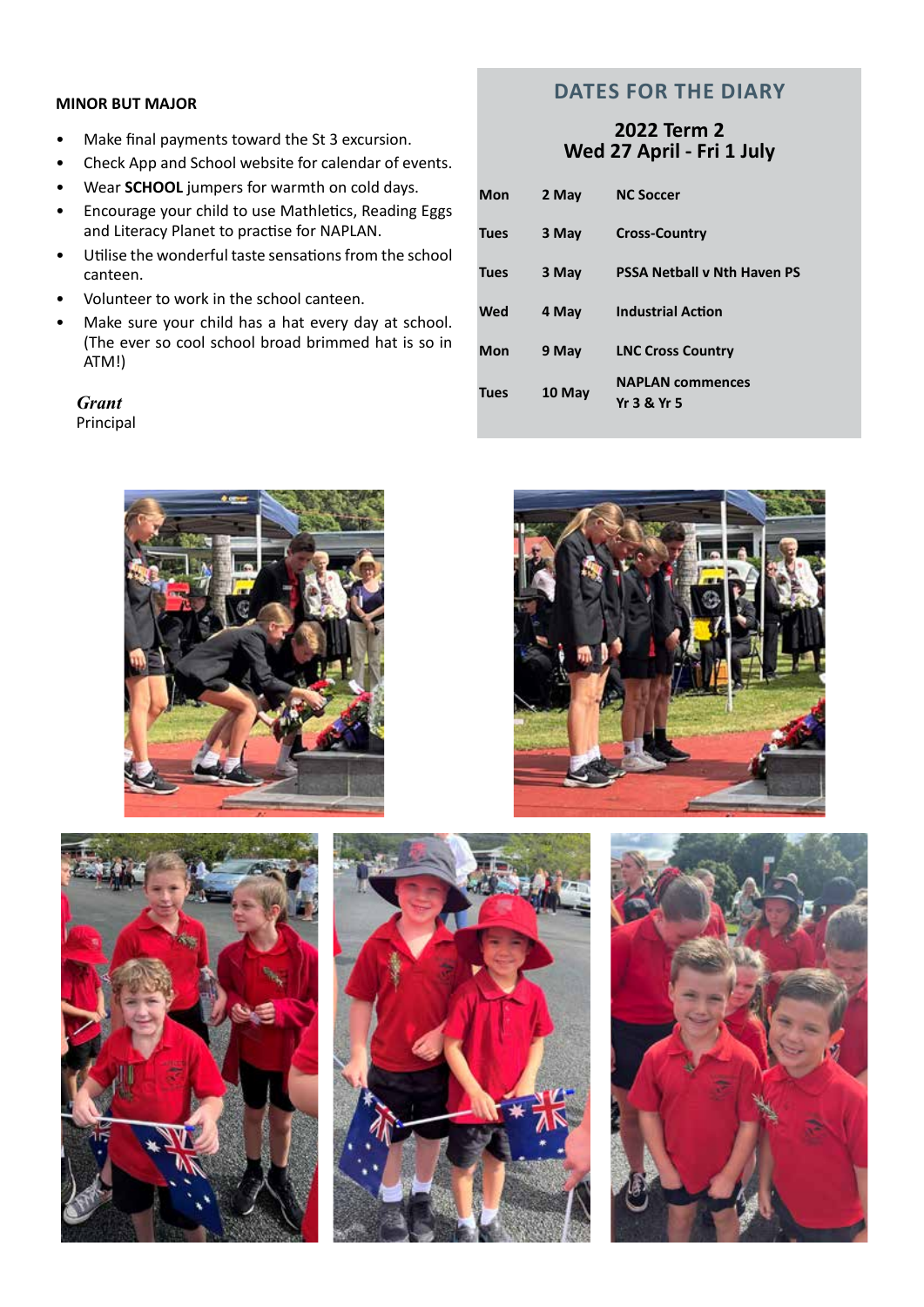**MINOR BUT MAJOR**

- Make final payments toward the St 3 excursion.
- Check App and School website for calendar of events.
- Wear **SCHOOL** jumpers for warmth on cold days.
- Encourage your child to use Mathletics, Reading Eggs and Literacy Planet to practise for NAPLAN.
- Utilise the wonderful taste sensations from the school canteen.
- Volunteer to work in the school canteen.
- Make sure your child has a hat every day at school. (The ever so cool school broad brimmed hat is so in ATM!)

***Grant***
Principal

## DATES FOR THE DIARY

### 2022 Term 2
### Wed 27 April - Fri 1 July

| | | |
|---|---|---|
| **Mon** | **2 May** | **NC Soccer** |
| **Tues** | **3 May** | **Cross-Country** |
| **Tues** | **3 May** | **PSSA Netball v Nth Haven PS** |
| **Wed** | **4 May** | **Industrial Action** |
| **Mon** | **9 May** | **LNC Cross Country** |
| **Tues** | **10 May** | **NAPLAN commences Yr 3 & Yr 5** |